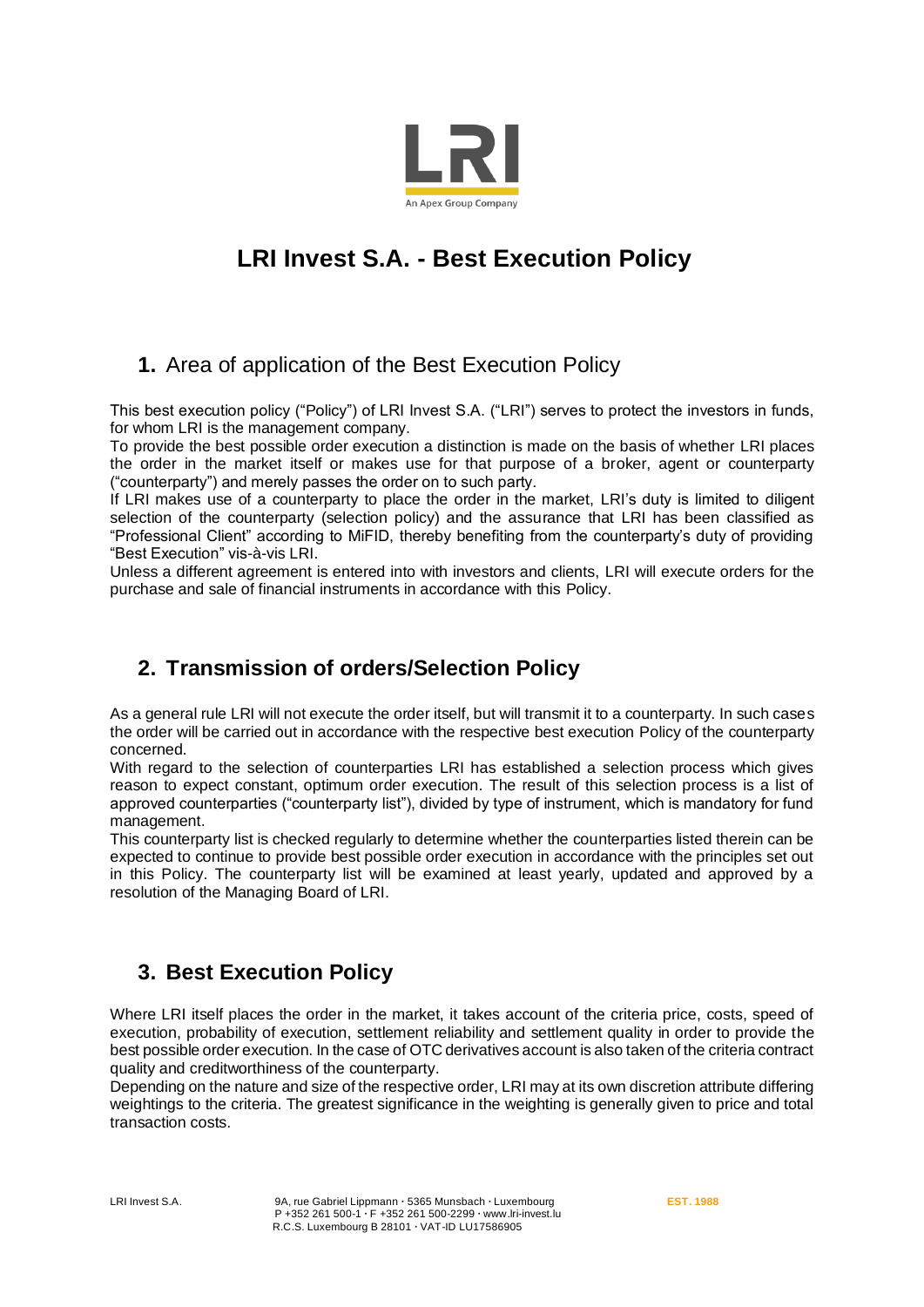LRI

An Apex Group Company

# LRI Invest S.A. - Best Execution Policy

## 1. Area of application of the Best Execution Policy

This best execution policy ("Policy") of LRI Invest S.A. ("LRI") serves to protect the investors in funds, for whom LRI is the management company.

To provide the best possible order execution a distinction is made on the basis of whether LRI places the order in the market itself or makes use for that purpose of a broker, agent or counterparty ("counterparty") and merely passes the order on to such party.

If LRI makes use of a counterparty to place the order in the market, LRI's duty is limited to diligent selection of the counterparty (selection policy) and the assurance that LRI has been classified as "Professional Client" according to MiFID, thereby benefiting from the counterparty's duty of providing "Best Execution" vis-à-vis LRI.

Unless a different agreement is entered into with investors and clients, LRI will execute orders for the purchase and sale of financial instruments in accordance with this Policy.

## 2. Transmission of orders/Selection Policy

As a general rule LRI will not execute the order itself, but will transmit it to a counterparty. In such cases the order will be carried out in accordance with the respective best execution Policy of the counterparty concerned.

With regard to the selection of counterparties LRI has established a selection process which gives reason to expect constant, optimum order execution. The result of this selection process is a list of approved counterparties ("counterparty list"), divided by type of instrument, which is mandatory for fund management.

This counterparty list is checked regularly to determine whether the counterparties listed therein can be expected to continue to provide best possible order execution in accordance with the principles set out in this Policy. The counterparty list will be examined at least yearly, updated and approved by a resolution of the Managing Board of LRI.

## 3. Best Execution Policy

Where LRI itself places the order in the market, it takes account of the criteria price, costs, speed of execution, probability of execution, settlement reliability and settlement quality in order to provide the best possible order execution. In the case of OTC derivatives account is also taken of the criteria contract quality and creditworthiness of the counterparty.

Depending on the nature and size of the respective order, LRI may at its own discretion attribute differing weightings to the criteria. The greatest significance in the weighting is generally given to price and total transaction costs.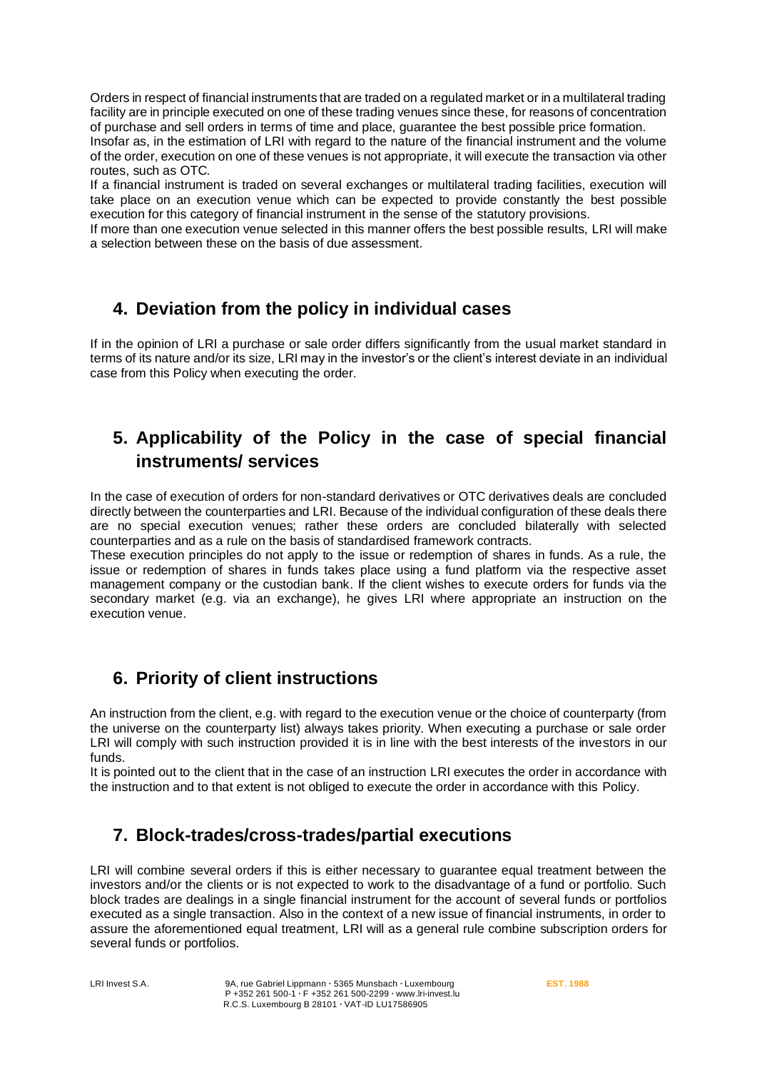Orders in respect of financial instruments that are traded on a regulated market or in a multilateral trading facility are in principle executed on one of these trading venues since these, for reasons of concentration of purchase and sell orders in terms of time and place, guarantee the best possible price formation.
Insofar as, in the estimation of LRI with regard to the nature of the financial instrument and the volume of the order, execution on one of these venues is not appropriate, it will execute the transaction via other routes, such as OTC.
If a financial instrument is traded on several exchanges or multilateral trading facilities, execution will take place on an execution venue which can be expected to provide constantly the best possible execution for this category of financial instrument in the sense of the statutory provisions.
If more than one execution venue selected in this manner offers the best possible results, LRI will make a selection between these on the basis of due assessment.

## 4. Deviation from the policy in individual cases

If in the opinion of LRI a purchase or sale order differs significantly from the usual market standard in terms of its nature and/or its size, LRI may in the investor's or the client's interest deviate in an individual case from this Policy when executing the order.

## 5. Applicability of the Policy in the case of special financial instruments/ services

In the case of execution of orders for non-standard derivatives or OTC derivatives deals are concluded directly between the counterparties and LRI. Because of the individual configuration of these deals there are no special execution venues; rather these orders are concluded bilaterally with selected counterparties and as a rule on the basis of standardised framework contracts.
These execution principles do not apply to the issue or redemption of shares in funds. As a rule, the issue or redemption of shares in funds takes place using a fund platform via the respective asset management company or the custodian bank. If the client wishes to execute orders for funds via the secondary market (e.g. via an exchange), he gives LRI where appropriate an instruction on the execution venue.

## 6. Priority of client instructions

An instruction from the client, e.g. with regard to the execution venue or the choice of counterparty (from the universe on the counterparty list) always takes priority. When executing a purchase or sale order LRI will comply with such instruction provided it is in line with the best interests of the investors in our funds.
It is pointed out to the client that in the case of an instruction LRI executes the order in accordance with the instruction and to that extent is not obliged to execute the order in accordance with this Policy.

## 7. Block-trades/cross-trades/partial executions

LRI will combine several orders if this is either necessary to guarantee equal treatment between the investors and/or the clients or is not expected to work to the disadvantage of a fund or portfolio. Such block trades are dealings in a single financial instrument for the account of several funds or portfolios executed as a single transaction. Also in the context of a new issue of financial instruments, in order to assure the aforementioned equal treatment, LRI will as a general rule combine subscription orders for several funds or portfolios.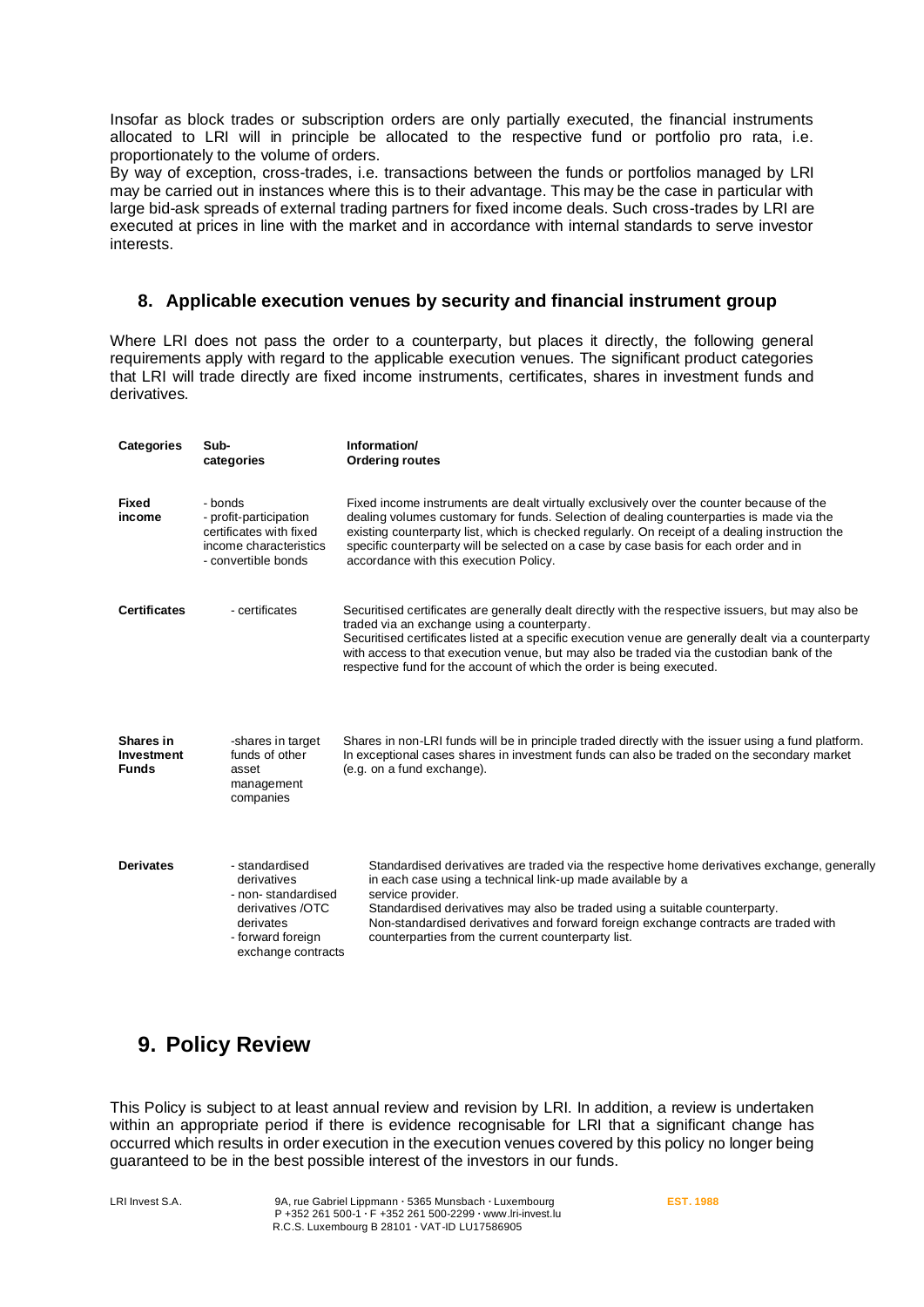Insofar as block trades or subscription orders are only partially executed, the financial instruments allocated to LRI will in principle be allocated to the respective fund or portfolio pro rata, i.e. proportionately to the volume of orders.

By way of exception, cross-trades, i.e. transactions between the funds or portfolios managed by LRI may be carried out in instances where this is to their advantage. This may be the case in particular with large bid-ask spreads of external trading partners for fixed income deals. Such cross-trades by LRI are executed at prices in line with the market and in accordance with internal standards to serve investor interests.

## 8. Applicable execution venues by security and financial instrument group

Where LRI does not pass the order to a counterparty, but places it directly, the following general requirements apply with regard to the applicable execution venues. The significant product categories that LRI will trade directly are fixed income instruments, certificates, shares in investment funds and derivatives.

| Categories | Sub-categories | Information/ Ordering routes |
|---|---|---|
| **Fixed income** | - bonds<br>- profit-participation certificates with fixed income characteristics<br>- convertible bonds | Fixed income instruments are dealt virtually exclusively over the counter because of the dealing volumes customary for funds. Selection of dealing counterparties is made via the existing counterparty list, which is checked regularly. On receipt of a dealing instruction the specific counterparty will be selected on a case by case basis for each order and in accordance with this execution Policy. |
| **Certificates** | - certificates | Securitised certificates are generally dealt directly with the respective issuers, but may also be traded via an exchange using a counterparty.<br>Securitised certificates listed at a specific execution venue are generally dealt via a counterparty with access to that execution venue, but may also be traded via the custodian bank of the respective fund for the account of which the order is being executed. |
| **Shares in Investment Funds** | -shares in target funds of other asset management companies | Shares in non-LRI funds will be in principle traded directly with the issuer using a fund platform. In exceptional cases shares in investment funds can also be traded on the secondary market (e.g. on a fund exchange). |
| **Derivates** | - standardised derivatives<br>- non- standardised derivatives /OTC derivates<br>- forward foreign exchange contracts | Standardised derivatives are traded via the respective home derivatives exchange, generally in each case using a technical link-up made available by a service provider.<br>Standardised derivatives may also be traded using a suitable counterparty.<br>Non-standardised derivatives and forward foreign exchange contracts are traded with counterparties from the current counterparty list. |

## 9. Policy Review

This Policy is subject to at least annual review and revision by LRI. In addition, a review is undertaken within an appropriate period if there is evidence recognisable for LRI that a significant change has occurred which results in order execution in the execution venues covered by this policy no longer being guaranteed to be in the best possible interest of the investors in our funds.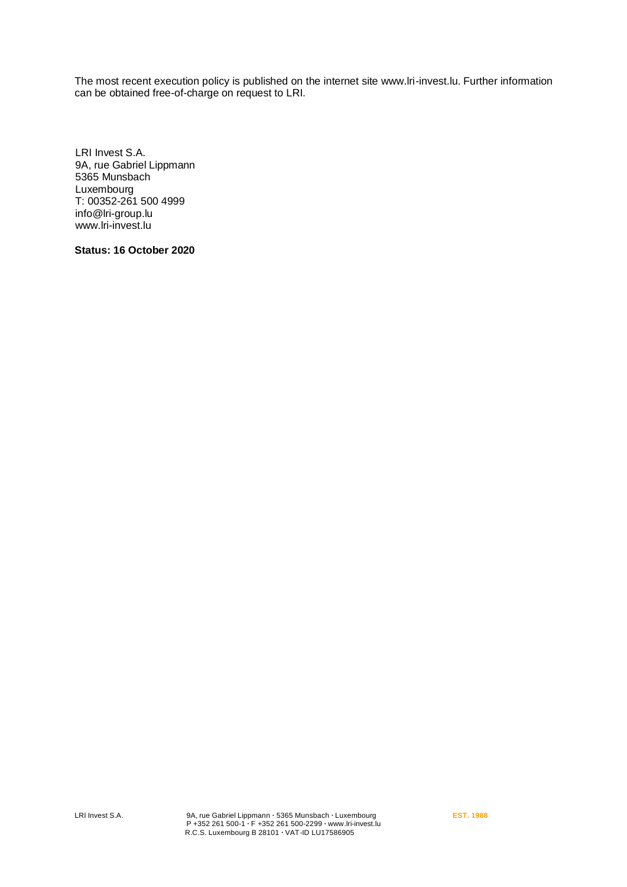The most recent execution policy is published on the internet site www.lri-invest.lu. Further information can be obtained free-of-charge on request to LRI.

LRI Invest S.A.
9A, rue Gabriel Lippmann
5365 Munsbach
Luxembourg
T: 00352-261 500 4999
info@lri-group.lu
www.lri-invest.lu

**Status: 16 October 2020**